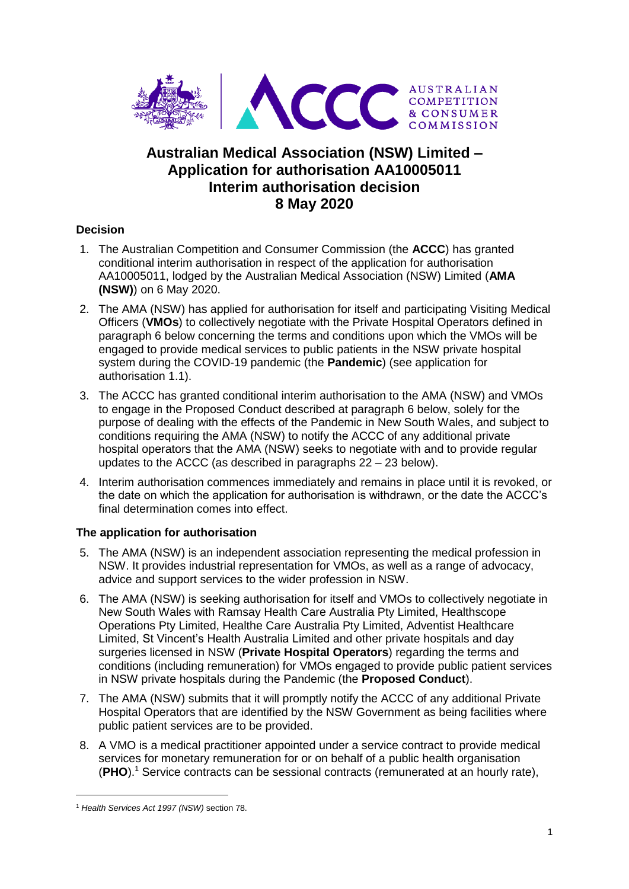# Australian Medical Association (NSW) Limited – Application for authorisation AA10005011 Interim authorisation decision 8 May 2020

## Decision

1. The Australian Competition and Consumer Commission (the **ACCC**) has granted conditional interim authorisation in respect of the application for authorisation AA10005011, lodged by the Australian Medical Association (NSW) Limited (**AMA (NSW)**) on 6 May 2020.

2. The AMA (NSW) has applied for authorisation for itself and participating Visiting Medical Officers (**VMOs**) to collectively negotiate with the Private Hospital Operators defined in paragraph 6 below concerning the terms and conditions upon which the VMOs will be engaged to provide medical services to public patients in the NSW private hospital system during the COVID-19 pandemic (the **Pandemic**) (see application for authorisation 1.1).

3. The ACCC has granted conditional interim authorisation to the AMA (NSW) and VMOs to engage in the Proposed Conduct described at paragraph 6 below, solely for the purpose of dealing with the effects of the Pandemic in New South Wales, and subject to conditions requiring the AMA (NSW) to notify the ACCC of any additional private hospital operators that the AMA (NSW) seeks to negotiate with and to provide regular updates to the ACCC (as described in paragraphs 22 – 23 below).

4. Interim authorisation commences immediately and remains in place until it is revoked, or the date on which the application for authorisation is withdrawn, or the date the ACCC's final determination comes into effect.

## The application for authorisation

5. The AMA (NSW) is an independent association representing the medical profession in NSW. It provides industrial representation for VMOs, as well as a range of advocacy, advice and support services to the wider profession in NSW.

6. The AMA (NSW) is seeking authorisation for itself and VMOs to collectively negotiate in New South Wales with Ramsay Health Care Australia Pty Limited, Healthscope Operations Pty Limited, Healthe Care Australia Pty Limited, Adventist Healthcare Limited, St Vincent's Health Australia Limited and other private hospitals and day surgeries licensed in NSW (**Private Hospital Operators**) regarding the terms and conditions (including remuneration) for VMOs engaged to provide public patient services in NSW private hospitals during the Pandemic (the **Proposed Conduct**).

7. The AMA (NSW) submits that it will promptly notify the ACCC of any additional Private Hospital Operators that are identified by the NSW Government as being facilities where public patient services are to be provided.

8. A VMO is a medical practitioner appointed under a service contract to provide medical services for monetary remuneration for or on behalf of a public health organisation (**PHO**).[1] Service contracts can be sessional contracts (remunerated at an hourly rate),

---

[1] *Health Services Act 1997 (NSW)* section 78.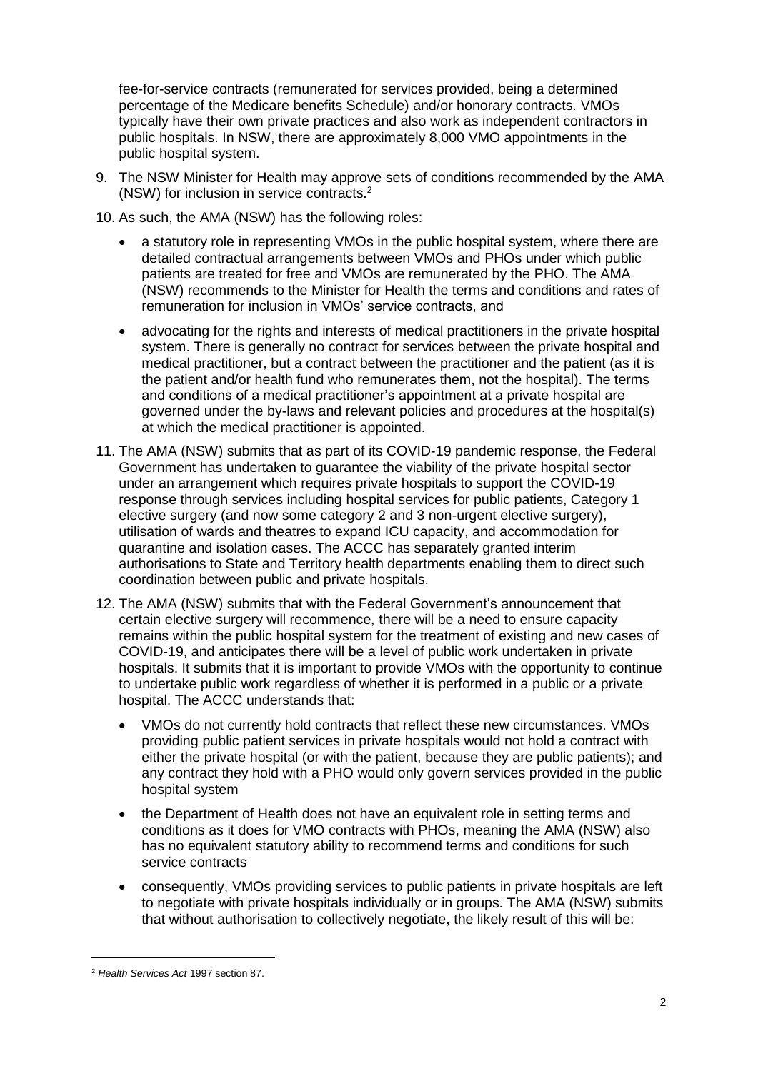fee-for-service contracts (remunerated for services provided, being a determined percentage of the Medicare benefits Schedule) and/or honorary contracts. VMOs typically have their own private practices and also work as independent contractors in public hospitals. In NSW, there are approximately 8,000 VMO appointments in the public hospital system.

9. The NSW Minister for Health may approve sets of conditions recommended by the AMA (NSW) for inclusion in service contracts.[2]

10. As such, the AMA (NSW) has the following roles:

    - a statutory role in representing VMOs in the public hospital system, where there are detailed contractual arrangements between VMOs and PHOs under which public patients are treated for free and VMOs are remunerated by the PHO. The AMA (NSW) recommends to the Minister for Health the terms and conditions and rates of remuneration for inclusion in VMOs' service contracts, and
    - advocating for the rights and interests of medical practitioners in the private hospital system. There is generally no contract for services between the private hospital and medical practitioner, but a contract between the practitioner and the patient (as it is the patient and/or health fund who remunerates them, not the hospital). The terms and conditions of a medical practitioner's appointment at a private hospital are governed under the by-laws and relevant policies and procedures at the hospital(s) at which the medical practitioner is appointed.

11. The AMA (NSW) submits that as part of its COVID-19 pandemic response, the Federal Government has undertaken to guarantee the viability of the private hospital sector under an arrangement which requires private hospitals to support the COVID-19 response through services including hospital services for public patients, Category 1 elective surgery (and now some category 2 and 3 non-urgent elective surgery), utilisation of wards and theatres to expand ICU capacity, and accommodation for quarantine and isolation cases. The ACCC has separately granted interim authorisations to State and Territory health departments enabling them to direct such coordination between public and private hospitals.

12. The AMA (NSW) submits that with the Federal Government's announcement that certain elective surgery will recommence, there will be a need to ensure capacity remains within the public hospital system for the treatment of existing and new cases of COVID-19, and anticipates there will be a level of public work undertaken in private hospitals. It submits that it is important to provide VMOs with the opportunity to continue to undertake public work regardless of whether it is performed in a public or a private hospital. The ACCC understands that:

    - VMOs do not currently hold contracts that reflect these new circumstances. VMOs providing public patient services in private hospitals would not hold a contract with either the private hospital (or with the patient, because they are public patients); and any contract they hold with a PHO would only govern services provided in the public hospital system
    - the Department of Health does not have an equivalent role in setting terms and conditions as it does for VMO contracts with PHOs, meaning the AMA (NSW) also has no equivalent statutory ability to recommend terms and conditions for such service contracts
    - consequently, VMOs providing services to public patients in private hospitals are left to negotiate with private hospitals individually or in groups. The AMA (NSW) submits that without authorisation to collectively negotiate, the likely result of this will be:

---

[2] *Health Services Act* 1997 section 87.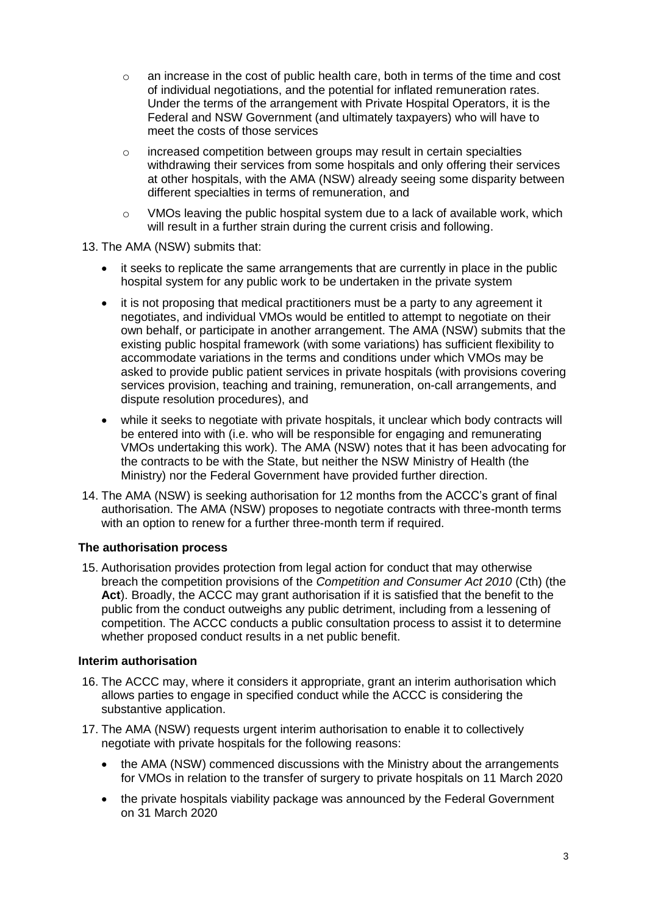- an increase in the cost of public health care, both in terms of the time and cost of individual negotiations, and the potential for inflated remuneration rates. Under the terms of the arrangement with Private Hospital Operators, it is the Federal and NSW Government (and ultimately taxpayers) who will have to meet the costs of those services
    - increased competition between groups may result in certain specialties withdrawing their services from some hospitals and only offering their services at other hospitals, with the AMA (NSW) already seeing some disparity between different specialties in terms of remuneration, and
    - VMOs leaving the public hospital system due to a lack of available work, which will result in a further strain during the current crisis and following.

13. The AMA (NSW) submits that:
    - it seeks to replicate the same arrangements that are currently in place in the public hospital system for any public work to be undertaken in the private system
    - it is not proposing that medical practitioners must be a party to any agreement it negotiates, and individual VMOs would be entitled to attempt to negotiate on their own behalf, or participate in another arrangement. The AMA (NSW) submits that the existing public hospital framework (with some variations) has sufficient flexibility to accommodate variations in the terms and conditions under which VMOs may be asked to provide public patient services in private hospitals (with provisions covering services provision, teaching and training, remuneration, on-call arrangements, and dispute resolution procedures), and
    - while it seeks to negotiate with private hospitals, it unclear which body contracts will be entered into with (i.e. who will be responsible for engaging and remunerating VMOs undertaking this work). The AMA (NSW) notes that it has been advocating for the contracts to be with the State, but neither the NSW Ministry of Health (the Ministry) nor the Federal Government have provided further direction.

14. The AMA (NSW) is seeking authorisation for 12 months from the ACCC's grant of final authorisation. The AMA (NSW) proposes to negotiate contracts with three-month terms with an option to renew for a further three-month term if required.

### The authorisation process

15. Authorisation provides protection from legal action for conduct that may otherwise breach the competition provisions of the *Competition and Consumer Act 2010* (Cth) (the **Act**). Broadly, the ACCC may grant authorisation if it is satisfied that the benefit to the public from the conduct outweighs any public detriment, including from a lessening of competition. The ACCC conducts a public consultation process to assist it to determine whether proposed conduct results in a net public benefit.

### Interim authorisation

16. The ACCC may, where it considers it appropriate, grant an interim authorisation which allows parties to engage in specified conduct while the ACCC is considering the substantive application.

17. The AMA (NSW) requests urgent interim authorisation to enable it to collectively negotiate with private hospitals for the following reasons:
    - the AMA (NSW) commenced discussions with the Ministry about the arrangements for VMOs in relation to the transfer of surgery to private hospitals on 11 March 2020
    - the private hospitals viability package was announced by the Federal Government on 31 March 2020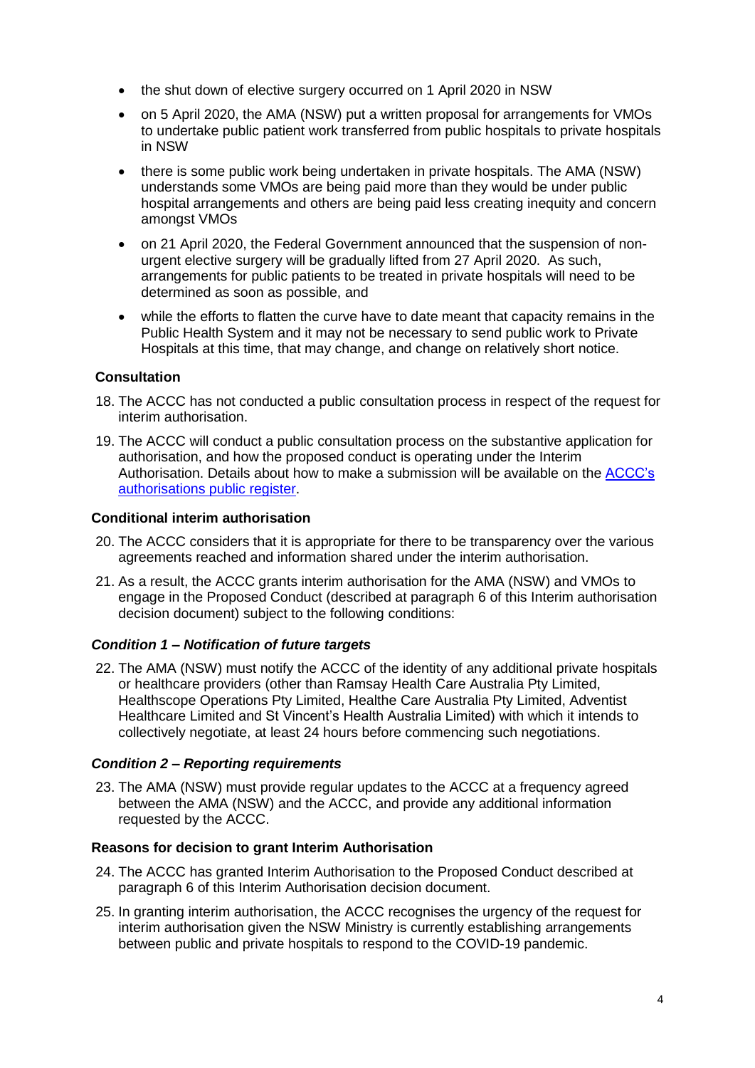- the shut down of elective surgery occurred on 1 April 2020 in NSW
- on 5 April 2020, the AMA (NSW) put a written proposal for arrangements for VMOs to undertake public patient work transferred from public hospitals to private hospitals in NSW
- there is some public work being undertaken in private hospitals. The AMA (NSW) understands some VMOs are being paid more than they would be under public hospital arrangements and others are being paid less creating inequity and concern amongst VMOs
- on 21 April 2020, the Federal Government announced that the suspension of non-urgent elective surgery will be gradually lifted from 27 April 2020. As such, arrangements for public patients to be treated in private hospitals will need to be determined as soon as possible, and
- while the efforts to flatten the curve have to date meant that capacity remains in the Public Health System and it may not be necessary to send public work to Private Hospitals at this time, that may change, and change on relatively short notice.

### Consultation

18. The ACCC has not conducted a public consultation process in respect of the request for interim authorisation.
19. The ACCC will conduct a public consultation process on the substantive application for authorisation, and how the proposed conduct is operating under the Interim Authorisation. Details about how to make a submission will be available on the [ACCC's authorisations public register](#).

### Conditional interim authorisation

20. The ACCC considers that it is appropriate for there to be transparency over the various agreements reached and information shared under the interim authorisation.
21. As a result, the ACCC grants interim authorisation for the AMA (NSW) and VMOs to engage in the Proposed Conduct (described at paragraph 6 of this Interim authorisation decision document) subject to the following conditions:

#### *Condition 1 – Notification of future targets*

22. The AMA (NSW) must notify the ACCC of the identity of any additional private hospitals or healthcare providers (other than Ramsay Health Care Australia Pty Limited, Healthscope Operations Pty Limited, Healthe Care Australia Pty Limited, Adventist Healthcare Limited and St Vincent's Health Australia Limited) with which it intends to collectively negotiate, at least 24 hours before commencing such negotiations.

#### *Condition 2 – Reporting requirements*

23. The AMA (NSW) must provide regular updates to the ACCC at a frequency agreed between the AMA (NSW) and the ACCC, and provide any additional information requested by the ACCC.

### Reasons for decision to grant Interim Authorisation

24. The ACCC has granted Interim Authorisation to the Proposed Conduct described at paragraph 6 of this Interim Authorisation decision document.
25. In granting interim authorisation, the ACCC recognises the urgency of the request for interim authorisation given the NSW Ministry is currently establishing arrangements between public and private hospitals to respond to the COVID-19 pandemic.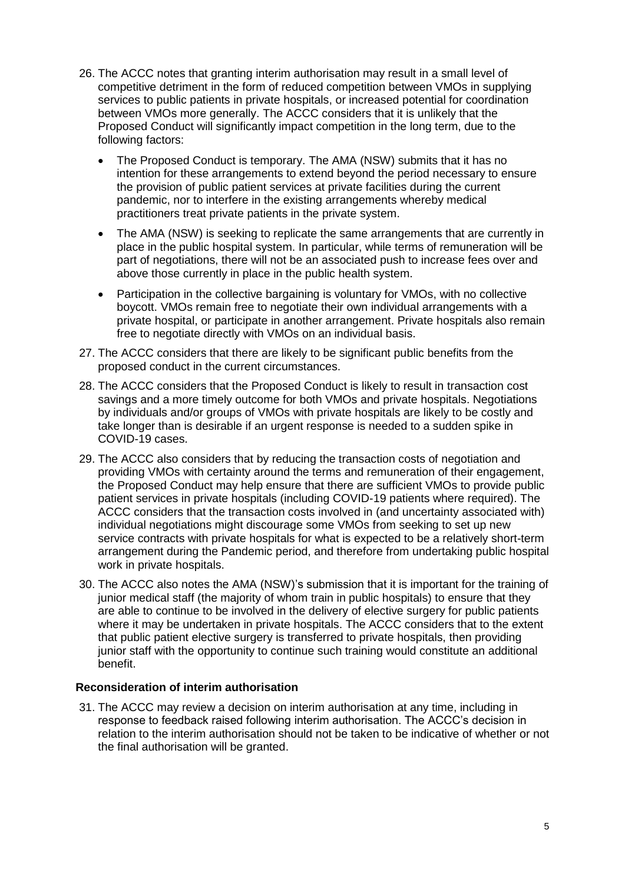26. The ACCC notes that granting interim authorisation may result in a small level of competitive detriment in the form of reduced competition between VMOs in supplying services to public patients in private hospitals, or increased potential for coordination between VMOs more generally. The ACCC considers that it is unlikely that the Proposed Conduct will significantly impact competition in the long term, due to the following factors:

    - The Proposed Conduct is temporary. The AMA (NSW) submits that it has no intention for these arrangements to extend beyond the period necessary to ensure the provision of public patient services at private facilities during the current pandemic, nor to interfere in the existing arrangements whereby medical practitioners treat private patients in the private system.
    - The AMA (NSW) is seeking to replicate the same arrangements that are currently in place in the public hospital system. In particular, while terms of remuneration will be part of negotiations, there will not be an associated push to increase fees over and above those currently in place in the public health system.
    - Participation in the collective bargaining is voluntary for VMOs, with no collective boycott. VMOs remain free to negotiate their own individual arrangements with a private hospital, or participate in another arrangement. Private hospitals also remain free to negotiate directly with VMOs on an individual basis.

27. The ACCC considers that there are likely to be significant public benefits from the proposed conduct in the current circumstances.

28. The ACCC considers that the Proposed Conduct is likely to result in transaction cost savings and a more timely outcome for both VMOs and private hospitals. Negotiations by individuals and/or groups of VMOs with private hospitals are likely to be costly and take longer than is desirable if an urgent response is needed to a sudden spike in COVID-19 cases.

29. The ACCC also considers that by reducing the transaction costs of negotiation and providing VMOs with certainty around the terms and remuneration of their engagement, the Proposed Conduct may help ensure that there are sufficient VMOs to provide public patient services in private hospitals (including COVID-19 patients where required). The ACCC considers that the transaction costs involved in (and uncertainty associated with) individual negotiations might discourage some VMOs from seeking to set up new service contracts with private hospitals for what is expected to be a relatively short-term arrangement during the Pandemic period, and therefore from undertaking public hospital work in private hospitals.

30. The ACCC also notes the AMA (NSW)'s submission that it is important for the training of junior medical staff (the majority of whom train in public hospitals) to ensure that they are able to continue to be involved in the delivery of elective surgery for public patients where it may be undertaken in private hospitals. The ACCC considers that to the extent that public patient elective surgery is transferred to private hospitals, then providing junior staff with the opportunity to continue such training would constitute an additional benefit.

### Reconsideration of interim authorisation

31. The ACCC may review a decision on interim authorisation at any time, including in response to feedback raised following interim authorisation. The ACCC's decision in relation to the interim authorisation should not be taken to be indicative of whether or not the final authorisation will be granted.